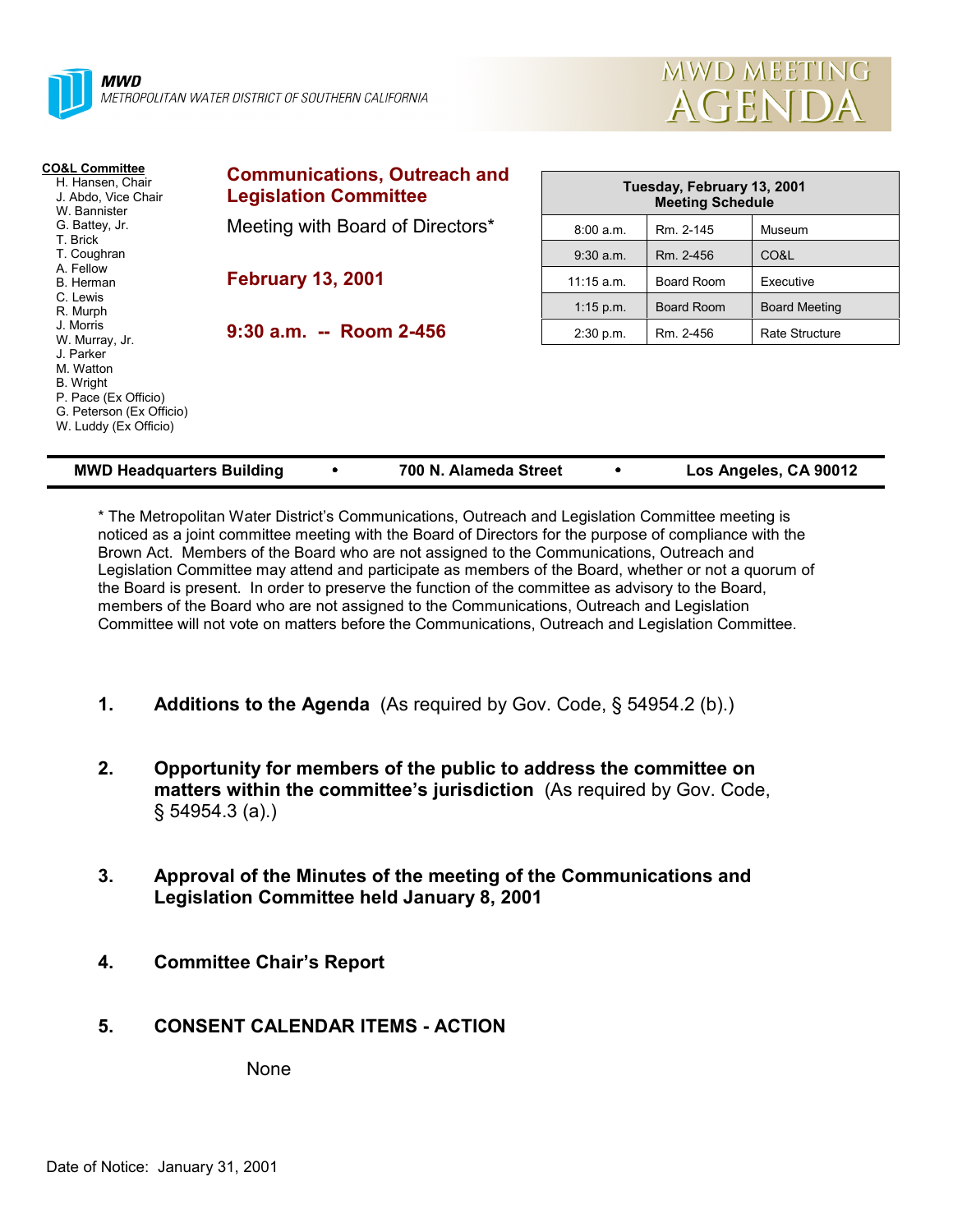**MWD**
*METROPOLITAN WATER DISTRICT OF SOUTHERN CALIFORNIA*

# MWD MEETING AGENDA

**CO&L Committee**
- H. Hansen, Chair
- J. Abdo, Vice Chair
- W. Bannister
- G. Battey, Jr.
- T. Brick
- T. Coughran
- A. Fellow
- B. Herman
- C. Lewis
- R. Murph
- J. Morris
- W. Murray, Jr.
- J. Parker
- M. Watton
- B. Wright
- P. Pace (Ex Officio)
- G. Peterson (Ex Officio)
- W. Luddy (Ex Officio)

## Communications, Outreach and Legislation Committee

Meeting with Board of Directors*

**February 13, 2001**

**9:30 a.m. -- Room 2-456**

| Tuesday, February 13, 2001 Meeting Schedule | | |
|---|---|---|
| 8:00 a.m. | Rm. 2-145 | Museum |
| 9:30 a.m. | Rm. 2-456 | CO&L |
| 11:15 a.m. | Board Room | Executive |
| 1:15 p.m. | Board Room | Board Meeting |
| 2:30 p.m. | Rm. 2-456 | Rate Structure |

**MWD Headquarters Building • 700 N. Alameda Street • Los Angeles, CA 90012**

* The Metropolitan Water District's Communications, Outreach and Legislation Committee meeting is noticed as a joint committee meeting with the Board of Directors for the purpose of compliance with the Brown Act. Members of the Board who are not assigned to the Communications, Outreach and Legislation Committee may attend and participate as members of the Board, whether or not a quorum of the Board is present. In order to preserve the function of the committee as advisory to the Board, members of the Board who are not assigned to the Communications, Outreach and Legislation Committee will not vote on matters before the Communications, Outreach and Legislation Committee.

1. **Additions to the Agenda** (As required by Gov. Code, § 54954.2 (b).)

2. **Opportunity for members of the public to address the committee on matters within the committee's jurisdiction** (As required by Gov. Code, § 54954.3 (a).)

3. **Approval of the Minutes of the meeting of the Communications and Legislation Committee held January 8, 2001**

4. **Committee Chair's Report**

5. **CONSENT CALENDAR ITEMS - ACTION**

   None

Date of Notice: January 31, 2001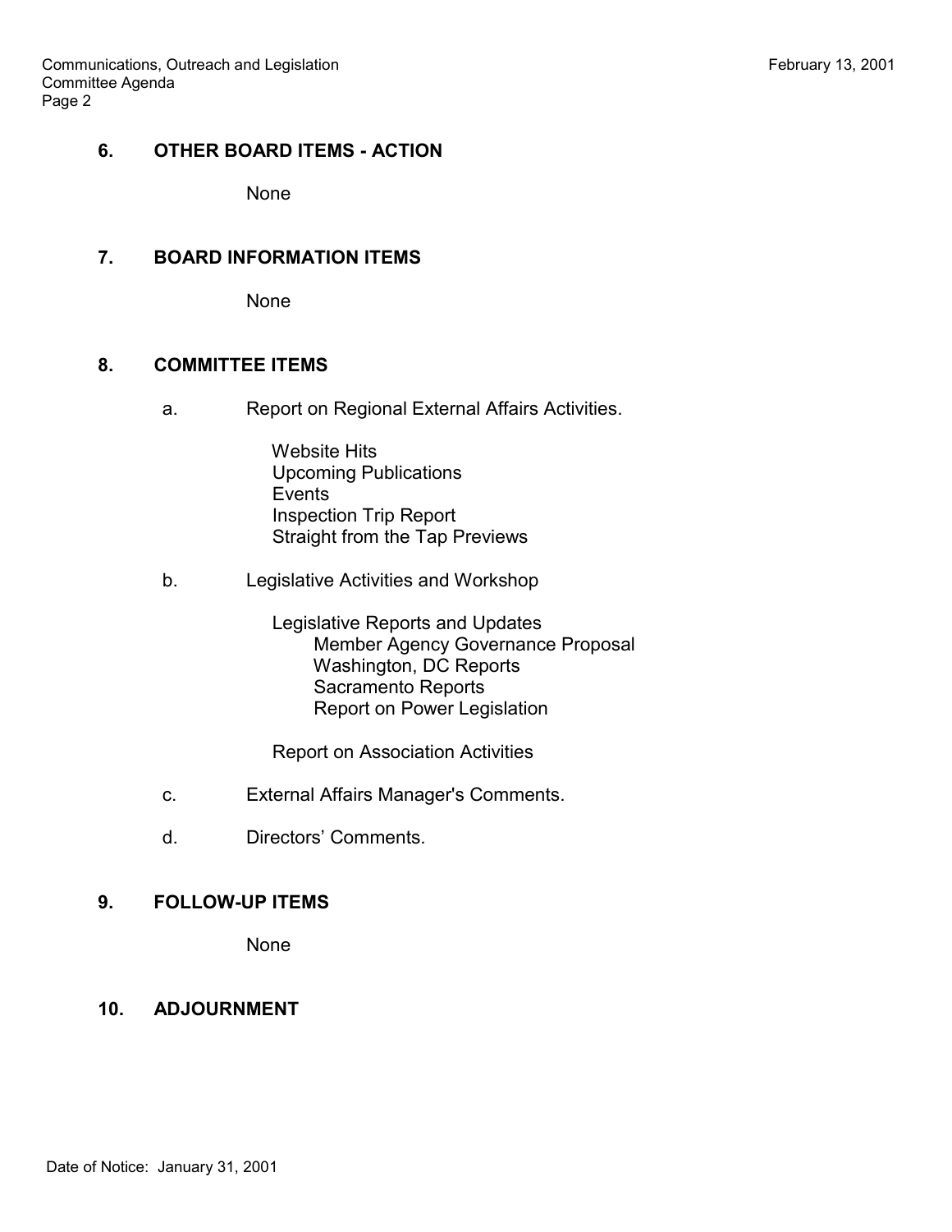## 6. OTHER BOARD ITEMS - ACTION

None

## 7. BOARD INFORMATION ITEMS

None

## 8. COMMITTEE ITEMS

a. Report on Regional External Affairs Activities.

   - Website Hits
   - Upcoming Publications
   - Events
   - Inspection Trip Report
   - Straight from the Tap Previews

b. Legislative Activities and Workshop

   - Legislative Reports and Updates
     - Member Agency Governance Proposal
     - Washington, DC Reports
     - Sacramento Reports
     - Report on Power Legislation
   - Report on Association Activities

c. External Affairs Manager's Comments.

d. Directors' Comments.

## 9. FOLLOW-UP ITEMS

None

## 10. ADJOURNMENT

Date of Notice: January 31, 2001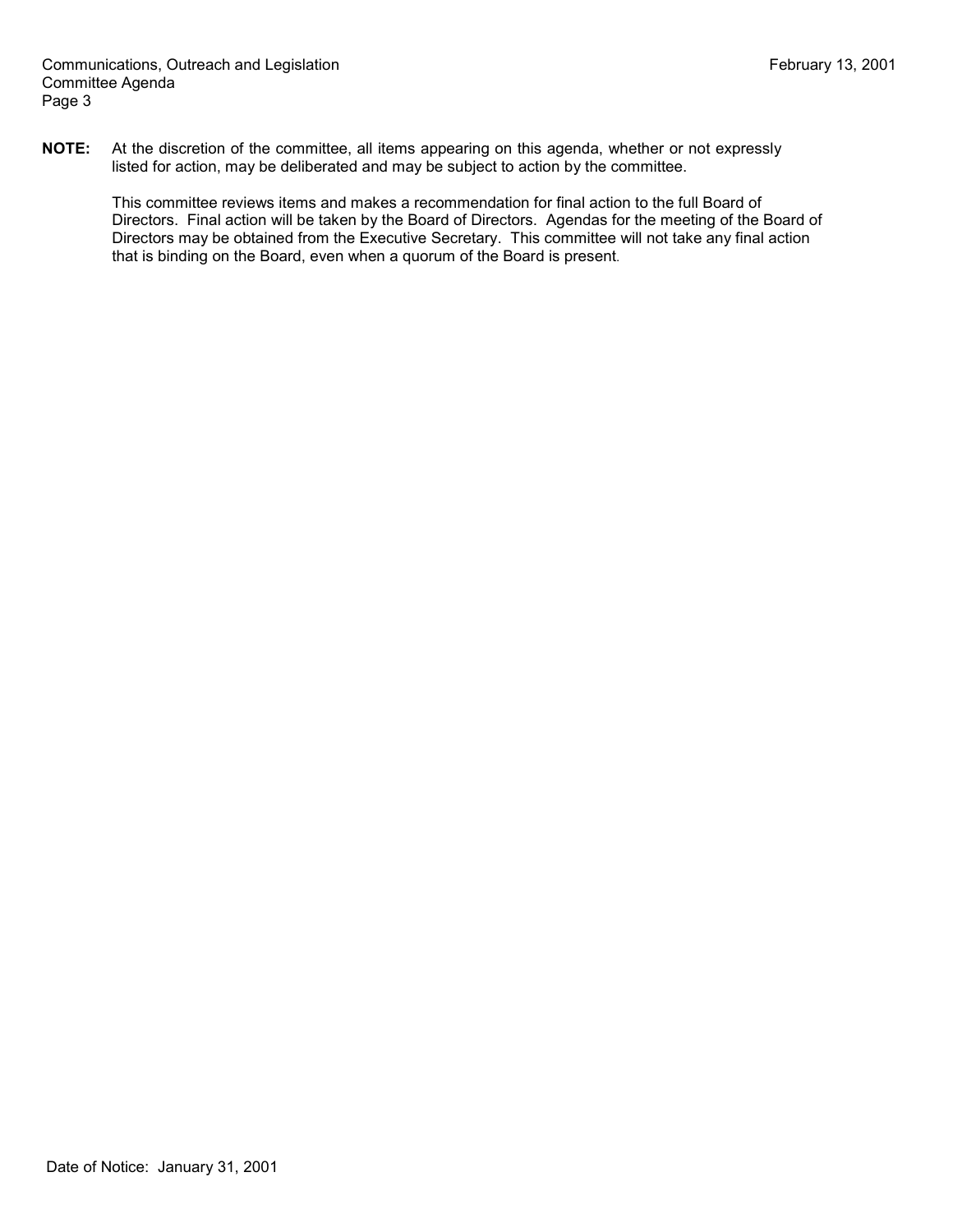**NOTE:** At the discretion of the committee, all items appearing on this agenda, whether or not expressly listed for action, may be deliberated and may be subject to action by the committee.

This committee reviews items and makes a recommendation for final action to the full Board of Directors. Final action will be taken by the Board of Directors. Agendas for the meeting of the Board of Directors may be obtained from the Executive Secretary. This committee will not take any final action that is binding on the Board, even when a quorum of the Board is present.

Date of Notice: January 31, 2001